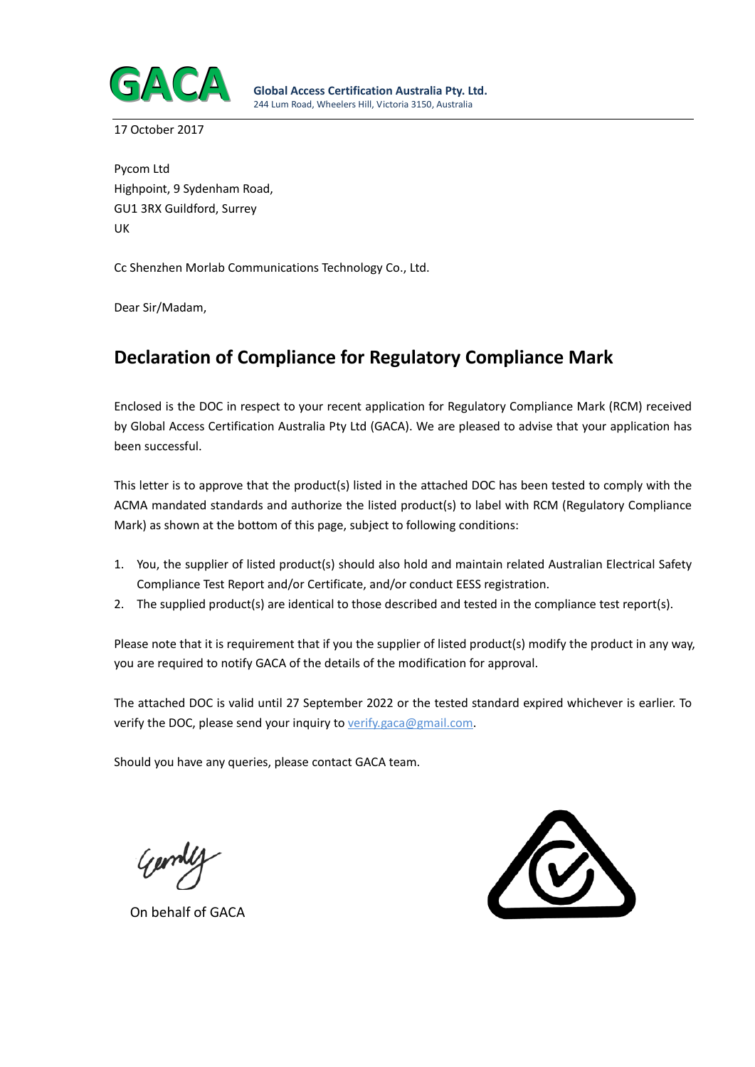**Global Access Certification Australia Pty. Ltd.**
244 Lum Road, Wheelers Hill, Victoria 3150, Australia

17 October 2017

Pycom Ltd
Highpoint, 9 Sydenham Road,
GU1 3RX Guildford, Surrey
UK

Cc Shenzhen Morlab Communications Technology Co., Ltd.

Dear Sir/Madam,

## Declaration of Compliance for Regulatory Compliance Mark

Enclosed is the DOC in respect to your recent application for Regulatory Compliance Mark (RCM) received by Global Access Certification Australia Pty Ltd (GACA). We are pleased to advise that your application has been successful.

This letter is to approve that the product(s) listed in the attached DOC has been tested to comply with the ACMA mandated standards and authorize the listed product(s) to label with RCM (Regulatory Compliance Mark) as shown at the bottom of this page, subject to following conditions:

1. You, the supplier of listed product(s) should also hold and maintain related Australian Electrical Safety Compliance Test Report and/or Certificate, and/or conduct EESS registration.
2. The supplied product(s) are identical to those described and tested in the compliance test report(s).

Please note that it is requirement that if you the supplier of listed product(s) modify the product in any way, you are required to notify GACA of the details of the modification for approval.

The attached DOC is valid until 27 September 2022 or the tested standard expired whichever is earlier. To verify the DOC, please send your inquiry to verify.gaca@gmail.com.

Should you have any queries, please contact GACA team.

On behalf of GACA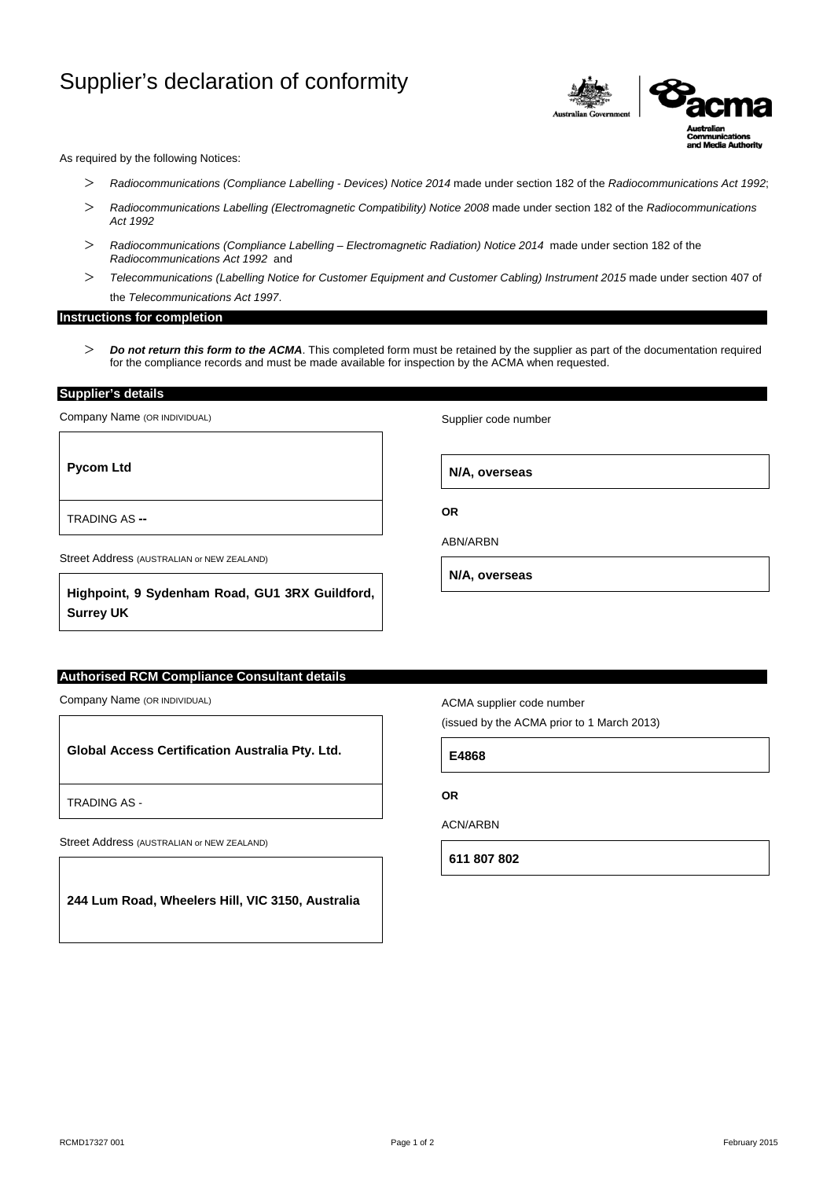# Supplier's declaration of conformity

As required by the following Notices:

- *Radiocommunications (Compliance Labelling - Devices) Notice 2014* made under section 182 of the *Radiocommunications Act 1992*;
- *Radiocommunications Labelling (Electromagnetic Compatibility) Notice 2008* made under section 182 of the *Radiocommunications Act 1992*
- *Radiocommunications (Compliance Labelling – Electromagnetic Radiation) Notice 2014* made under section 182 of the *Radiocommunications Act 1992* and
- *Telecommunications (Labelling Notice for Customer Equipment and Customer Cabling) Instrument 2015* made under section 407 of the *Telecommunications Act 1997*.

## Instructions for completion

- ***Do not return this form to the ACMA***. This completed form must be retained by the supplier as part of the documentation required for the compliance records and must be made available for inspection by the ACMA when requested.

## Supplier's details

Company Name (OR INDIVIDUAL)

**Pycom Ltd**

TRADING AS **--**

Street Address (AUSTRALIAN or NEW ZEALAND)

**Highpoint, 9 Sydenham Road, GU1 3RX Guildford, Surrey UK**

Supplier code number

**N/A, overseas**

**OR**

ABN/ARBN

**N/A, overseas**

## Authorised RCM Compliance Consultant details

Company Name (OR INDIVIDUAL)

**Global Access Certification Australia Pty. Ltd.**

TRADING AS -

Street Address (AUSTRALIAN or NEW ZEALAND)

**244 Lum Road, Wheelers Hill, VIC 3150, Australia**

ACMA supplier code number

(issued by the ACMA prior to 1 March 2013)

**E4868**

**OR**

ACN/ARBN

**611 807 802**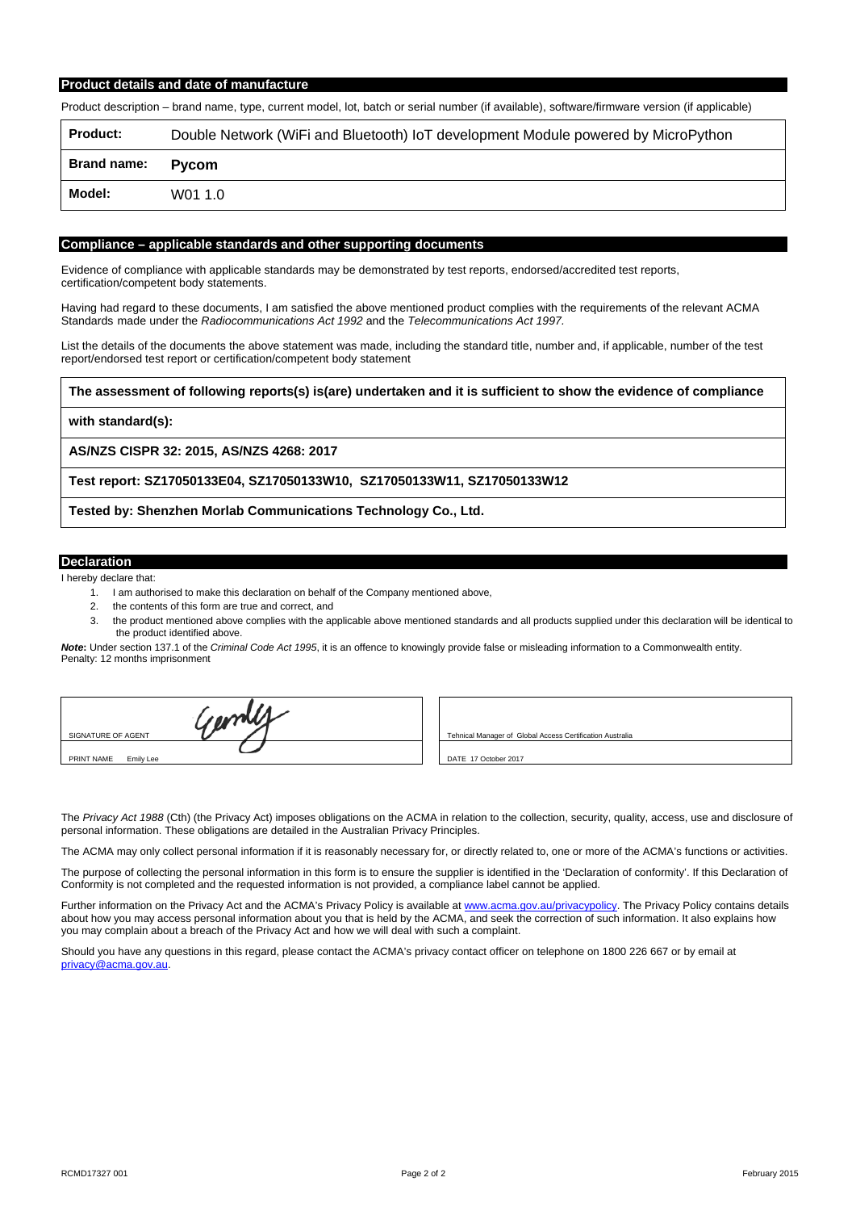## Product details and date of manufacture

Product description – brand name, type, current model, lot, batch or serial number (if available), software/firmware version (if applicable)

| | |
|---|---|
| **Product:** | Double Network (WiFi and Bluetooth) IoT development Module powered by MicroPython |
| **Brand name:** | **Pycom** |
| **Model:** | W01 1.0 |

## Compliance – applicable standards and other supporting documents

Evidence of compliance with applicable standards may be demonstrated by test reports, endorsed/accredited test reports, certification/competent body statements.

Having had regard to these documents, I am satisfied the above mentioned product complies with the requirements of the relevant ACMA Standards made under the *Radiocommunications Act 1992* and the *Telecommunications Act 1997.*

List the details of the documents the above statement was made, including the standard title, number and, if applicable, number of the test report/endorsed test report or certification/competent body statement

**The assessment of following reports(s) is(are) undertaken and it is sufficient to show the evidence of compliance**

**with standard(s):**

**AS/NZS CISPR 32: 2015, AS/NZS 4268: 2017**

**Test report: SZ17050133E04, SZ17050133W10, SZ17050133W11, SZ17050133W12**

**Tested by: Shenzhen Morlab Communications Technology Co., Ltd.**

## Declaration

I hereby declare that:

1. I am authorised to make this declaration on behalf of the Company mentioned above,
2. the contents of this form are true and correct, and
3. the product mentioned above complies with the applicable above mentioned standards and all products supplied under this declaration will be identical to the product identified above.

***Note*:** Under section 137.1 of the *Criminal Code Act 1995*, it is an offence to knowingly provide false or misleading information to a Commonwealth entity. Penalty: 12 months imprisonment

| | |
|---|---|
| SIGNATURE OF AGENT | Tehnical Manager of Global Access Certification Australia |
| PRINT NAME Emily Lee | DATE 17 October 2017 |

The *Privacy Act 1988* (Cth) (the Privacy Act) imposes obligations on the ACMA in relation to the collection, security, quality, access, use and disclosure of personal information. These obligations are detailed in the Australian Privacy Principles.

The ACMA may only collect personal information if it is reasonably necessary for, or directly related to, one or more of the ACMA's functions or activities.

The purpose of collecting the personal information in this form is to ensure the supplier is identified in the 'Declaration of conformity'. If this Declaration of Conformity is not completed and the requested information is not provided, a compliance label cannot be applied.

Further information on the Privacy Act and the ACMA's Privacy Policy is available at www.acma.gov.au/privacypolicy. The Privacy Policy contains details about how you may access personal information about you that is held by the ACMA, and seek the correction of such information. It also explains how you may complain about a breach of the Privacy Act and how we will deal with such a complaint.

Should you have any questions in this regard, please contact the ACMA's privacy contact officer on telephone on 1800 226 667 or by email at privacy@acma.gov.au.

RCMD17327 001

February 2015